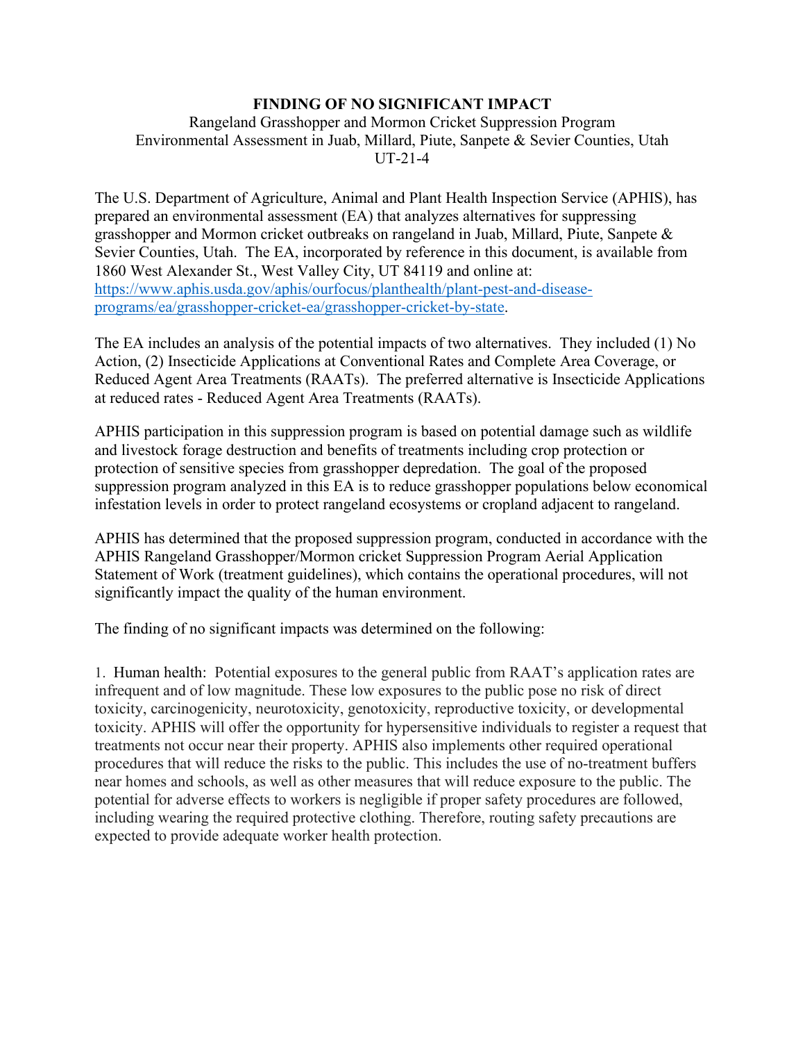**FINDING OF NO SIGNIFICANT IMPACT**

Rangeland Grasshopper and Mormon Cricket Suppression Program
Environmental Assessment in Juab, Millard, Piute, Sanpete & Sevier Counties, Utah
UT-21-4

The U.S. Department of Agriculture, Animal and Plant Health Inspection Service (APHIS), has prepared an environmental assessment (EA) that analyzes alternatives for suppressing grasshopper and Mormon cricket outbreaks on rangeland in Juab, Millard, Piute, Sanpete & Sevier Counties, Utah. The EA, incorporated by reference in this document, is available from 1860 West Alexander St., West Valley City, UT 84119 and online at: https://www.aphis.usda.gov/aphis/ourfocus/planthealth/plant-pest-and-disease-programs/ea/grasshopper-cricket-ea/grasshopper-cricket-by-state.

The EA includes an analysis of the potential impacts of two alternatives. They included (1) No Action, (2) Insecticide Applications at Conventional Rates and Complete Area Coverage, or Reduced Agent Area Treatments (RAATs). The preferred alternative is Insecticide Applications at reduced rates - Reduced Agent Area Treatments (RAATs).

APHIS participation in this suppression program is based on potential damage such as wildlife and livestock forage destruction and benefits of treatments including crop protection or protection of sensitive species from grasshopper depredation. The goal of the proposed suppression program analyzed in this EA is to reduce grasshopper populations below economical infestation levels in order to protect rangeland ecosystems or cropland adjacent to rangeland.

APHIS has determined that the proposed suppression program, conducted in accordance with the APHIS Rangeland Grasshopper/Mormon cricket Suppression Program Aerial Application Statement of Work (treatment guidelines), which contains the operational procedures, will not significantly impact the quality of the human environment.

The finding of no significant impacts was determined on the following:

1. Human health: Potential exposures to the general public from RAAT's application rates are infrequent and of low magnitude. These low exposures to the public pose no risk of direct toxicity, carcinogenicity, neurotoxicity, genotoxicity, reproductive toxicity, or developmental toxicity. APHIS will offer the opportunity for hypersensitive individuals to register a request that treatments not occur near their property. APHIS also implements other required operational procedures that will reduce the risks to the public. This includes the use of no-treatment buffers near homes and schools, as well as other measures that will reduce exposure to the public. The potential for adverse effects to workers is negligible if proper safety procedures are followed, including wearing the required protective clothing. Therefore, routing safety precautions are expected to provide adequate worker health protection.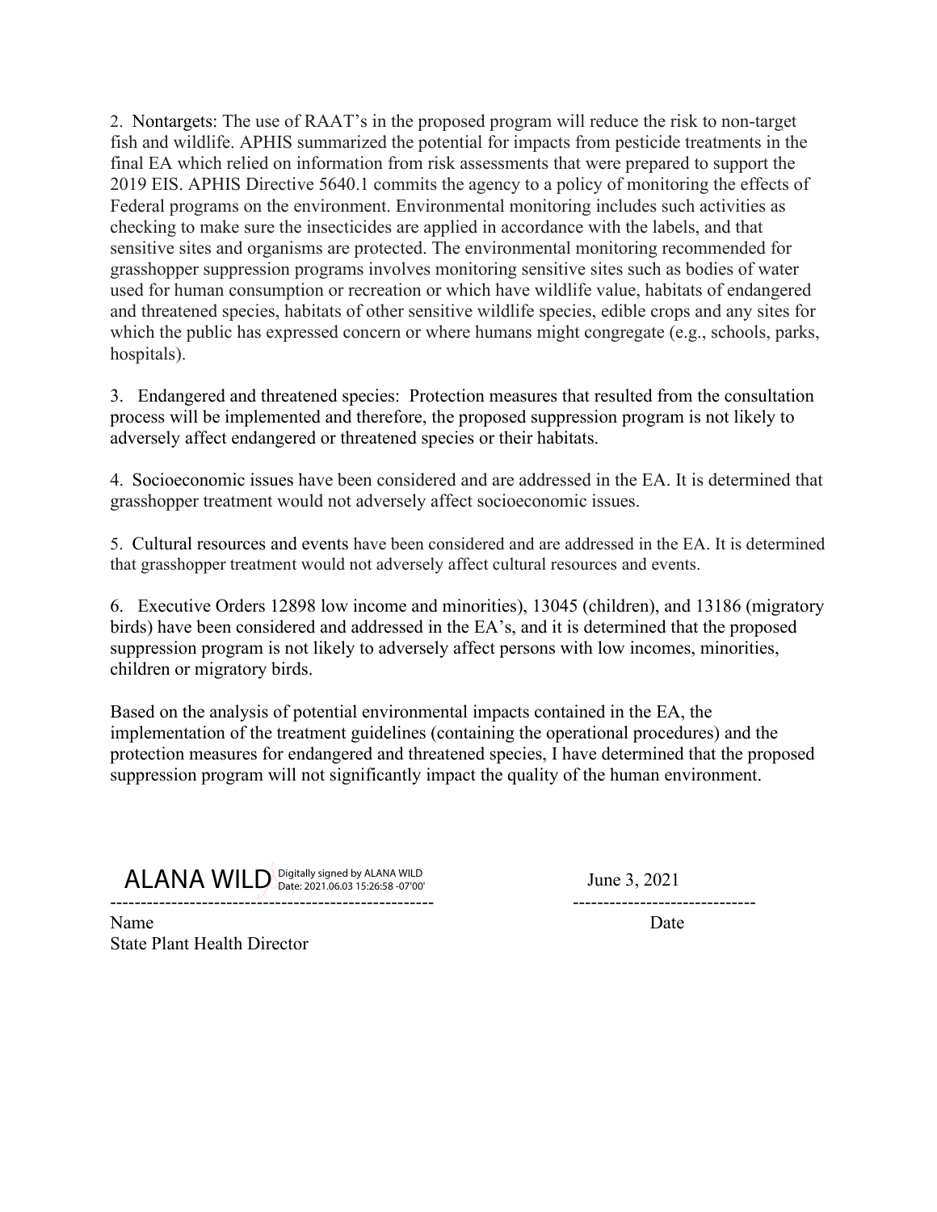2. Nontargets: The use of RAAT's in the proposed program will reduce the risk to non-target fish and wildlife. APHIS summarized the potential for impacts from pesticide treatments in the final EA which relied on information from risk assessments that were prepared to support the 2019 EIS. APHIS Directive 5640.1 commits the agency to a policy of monitoring the effects of Federal programs on the environment. Environmental monitoring includes such activities as checking to make sure the insecticides are applied in accordance with the labels, and that sensitive sites and organisms are protected. The environmental monitoring recommended for grasshopper suppression programs involves monitoring sensitive sites such as bodies of water used for human consumption or recreation or which have wildlife value, habitats of endangered and threatened species, habitats of other sensitive wildlife species, edible crops and any sites for which the public has expressed concern or where humans might congregate (e.g., schools, parks, hospitals).

3. Endangered and threatened species: Protection measures that resulted from the consultation process will be implemented and therefore, the proposed suppression program is not likely to adversely affect endangered or threatened species or their habitats.

4. Socioeconomic issues have been considered and are addressed in the EA. It is determined that grasshopper treatment would not adversely affect socioeconomic issues.

5. Cultural resources and events have been considered and are addressed in the EA. It is determined that grasshopper treatment would not adversely affect cultural resources and events.

6. Executive Orders 12898 low income and minorities), 13045 (children), and 13186 (migratory birds) have been considered and addressed in the EA's, and it is determined that the proposed suppression program is not likely to adversely affect persons with low incomes, minorities, children or migratory birds.

Based on the analysis of potential environmental impacts contained in the EA, the implementation of the treatment guidelines (containing the operational procedures) and the protection measures for endangered and threatened species, I have determined that the proposed suppression program will not significantly impact the quality of the human environment.

ALANA WILD Digitally signed by ALANA WILD Date: 2021.06.03 15:26:58 -07'00' June 3, 2021

---------------------------------------------------- ------------------------------

Name Date

State Plant Health Director